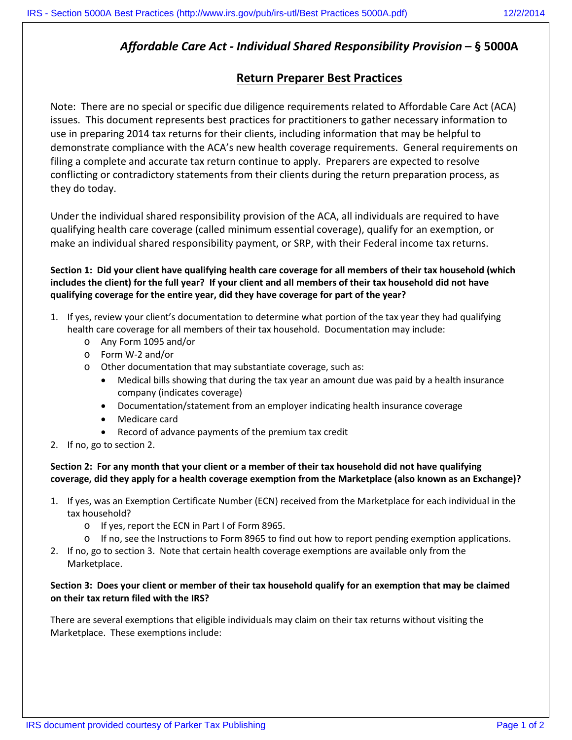# *Affordable Care Act - Individual Shared Responsibility Provision* – § 5000A

## Return Preparer Best Practices

Note: There are no special or specific due diligence requirements related to Affordable Care Act (ACA) issues. This document represents best practices for practitioners to gather necessary information to use in preparing 2014 tax returns for their clients, including information that may be helpful to demonstrate compliance with the ACA's new health coverage requirements. General requirements on filing a complete and accurate tax return continue to apply. Preparers are expected to resolve conflicting or contradictory statements from their clients during the return preparation process, as they do today.

Under the individual shared responsibility provision of the ACA, all individuals are required to have qualifying health care coverage (called minimum essential coverage), qualify for an exemption, or make an individual shared responsibility payment, or SRP, with their Federal income tax returns.

**Section 1: Did your client have qualifying health care coverage for all members of their tax household (which includes the client) for the full year? If your client and all members of their tax household did not have qualifying coverage for the entire year, did they have coverage for part of the year?**

1. If yes, review your client's documentation to determine what portion of the tax year they had qualifying health care coverage for all members of their tax household. Documentation may include:
   - Any Form 1095 and/or
   - Form W-2 and/or
   - Other documentation that may substantiate coverage, such as:
     - Medical bills showing that during the tax year an amount due was paid by a health insurance company (indicates coverage)
     - Documentation/statement from an employer indicating health insurance coverage
     - Medicare card
     - Record of advance payments of the premium tax credit
2. If no, go to section 2.

**Section 2: For any month that your client or a member of their tax household did not have qualifying coverage, did they apply for a health coverage exemption from the Marketplace (also known as an Exchange)?**

1. If yes, was an Exemption Certificate Number (ECN) received from the Marketplace for each individual in the tax household?
   - If yes, report the ECN in Part I of Form 8965.
   - If no, see the Instructions to Form 8965 to find out how to report pending exemption applications.
2. If no, go to section 3. Note that certain health coverage exemptions are available only from the Marketplace.

**Section 3: Does your client or member of their tax household qualify for an exemption that may be claimed on their tax return filed with the IRS?**

There are several exemptions that eligible individuals may claim on their tax returns without visiting the Marketplace. These exemptions include: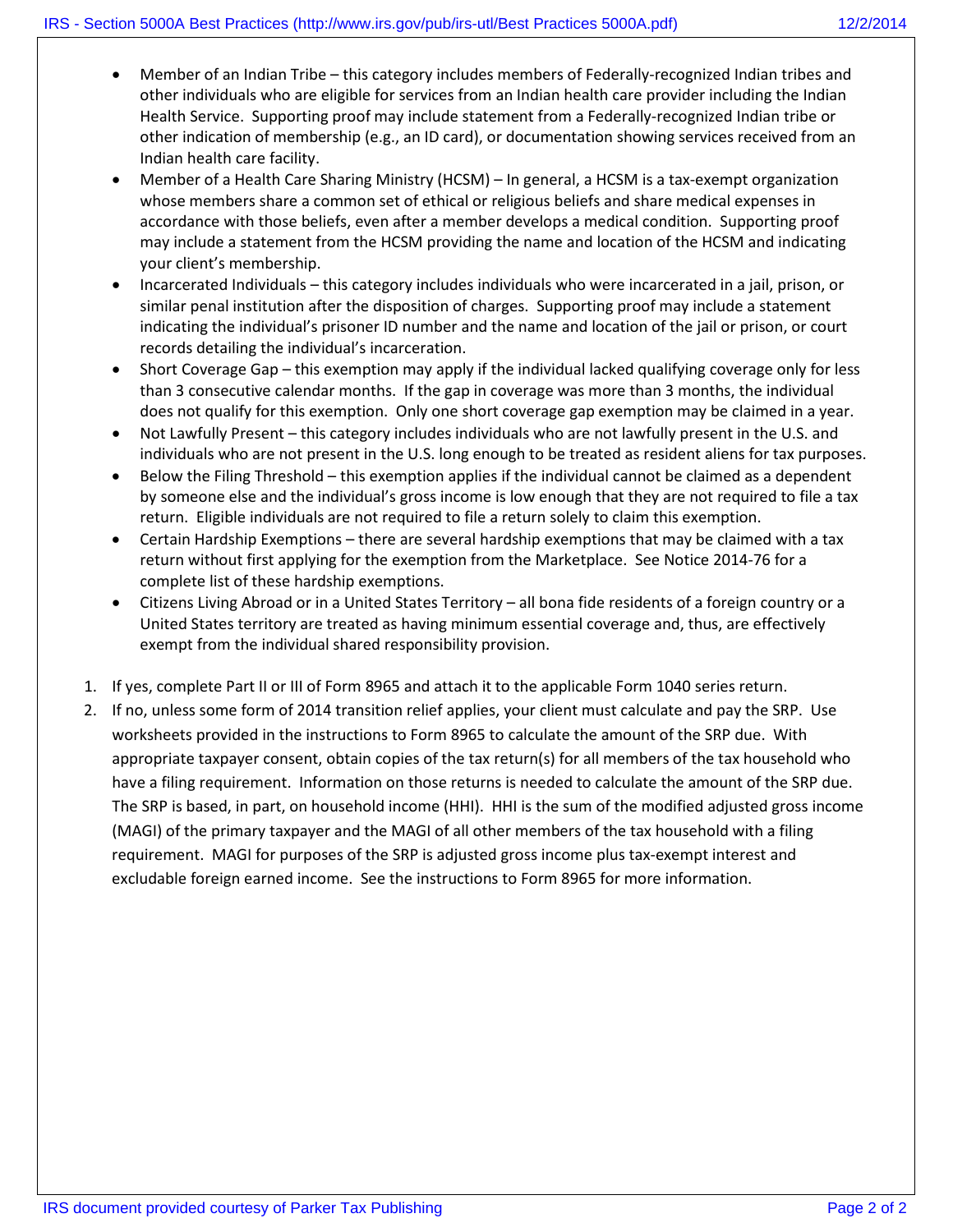- Member of an Indian Tribe – this category includes members of Federally-recognized Indian tribes and other individuals who are eligible for services from an Indian health care provider including the Indian Health Service. Supporting proof may include statement from a Federally-recognized Indian tribe or other indication of membership (e.g., an ID card), or documentation showing services received from an Indian health care facility.
- Member of a Health Care Sharing Ministry (HCSM) – In general, a HCSM is a tax-exempt organization whose members share a common set of ethical or religious beliefs and share medical expenses in accordance with those beliefs, even after a member develops a medical condition. Supporting proof may include a statement from the HCSM providing the name and location of the HCSM and indicating your client's membership.
- Incarcerated Individuals – this category includes individuals who were incarcerated in a jail, prison, or similar penal institution after the disposition of charges. Supporting proof may include a statement indicating the individual's prisoner ID number and the name and location of the jail or prison, or court records detailing the individual's incarceration.
- Short Coverage Gap – this exemption may apply if the individual lacked qualifying coverage only for less than 3 consecutive calendar months. If the gap in coverage was more than 3 months, the individual does not qualify for this exemption. Only one short coverage gap exemption may be claimed in a year.
- Not Lawfully Present – this category includes individuals who are not lawfully present in the U.S. and individuals who are not present in the U.S. long enough to be treated as resident aliens for tax purposes.
- Below the Filing Threshold – this exemption applies if the individual cannot be claimed as a dependent by someone else and the individual's gross income is low enough that they are not required to file a tax return. Eligible individuals are not required to file a return solely to claim this exemption.
- Certain Hardship Exemptions – there are several hardship exemptions that may be claimed with a tax return without first applying for the exemption from the Marketplace. See Notice 2014-76 for a complete list of these hardship exemptions.
- Citizens Living Abroad or in a United States Territory – all bona fide residents of a foreign country or a United States territory are treated as having minimum essential coverage and, thus, are effectively exempt from the individual shared responsibility provision.

1. If yes, complete Part II or III of Form 8965 and attach it to the applicable Form 1040 series return.
2. If no, unless some form of 2014 transition relief applies, your client must calculate and pay the SRP. Use worksheets provided in the instructions to Form 8965 to calculate the amount of the SRP due. With appropriate taxpayer consent, obtain copies of the tax return(s) for all members of the tax household who have a filing requirement. Information on those returns is needed to calculate the amount of the SRP due. The SRP is based, in part, on household income (HHI). HHI is the sum of the modified adjusted gross income (MAGI) of the primary taxpayer and the MAGI of all other members of the tax household with a filing requirement. MAGI for purposes of the SRP is adjusted gross income plus tax-exempt interest and excludable foreign earned income. See the instructions to Form 8965 for more information.